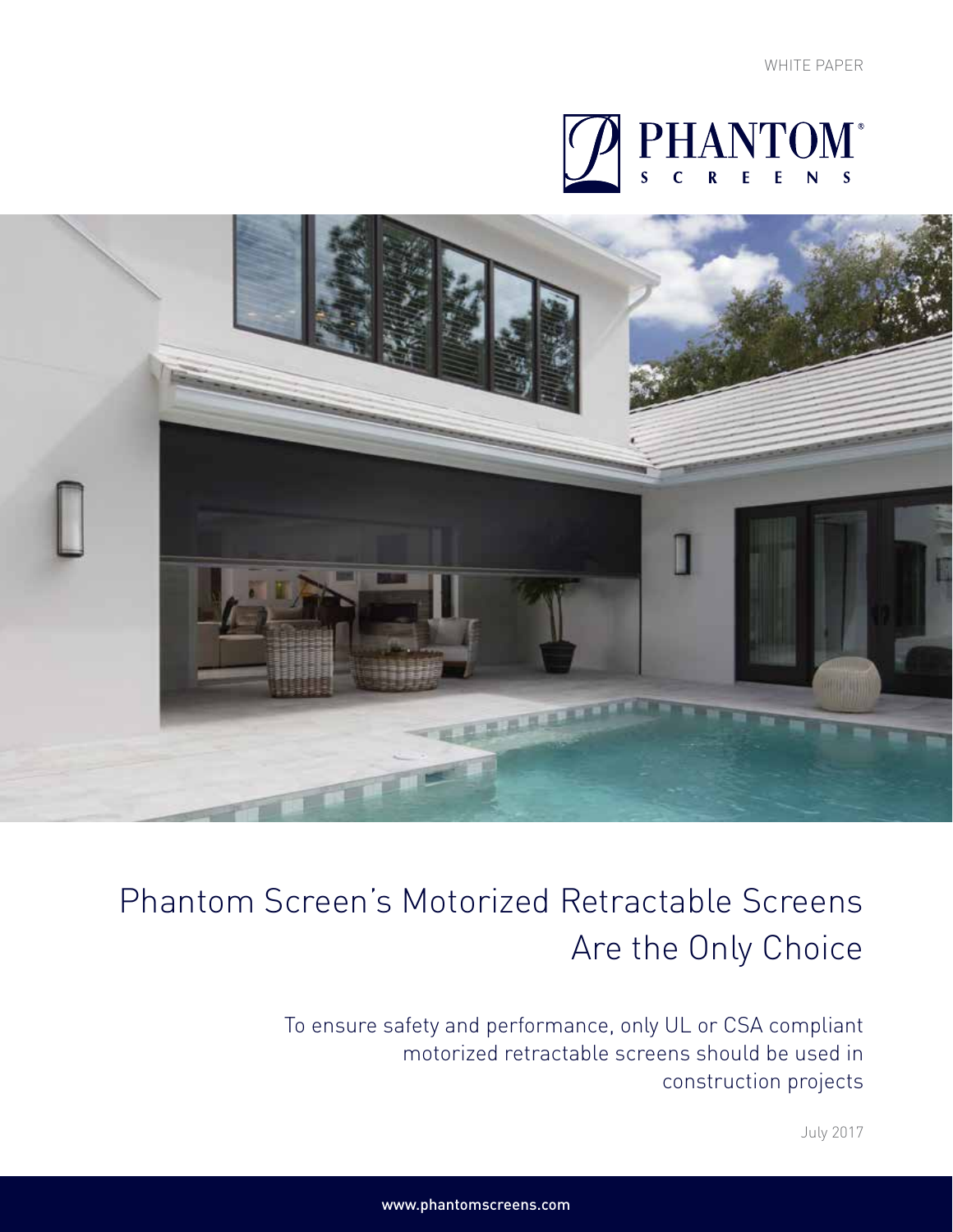WHITE PAPER

PHANTOM® SCREENS

# Phantom Screen's Motorized Retractable Screens Are the Only Choice

To ensure safety and performance, only UL or CSA compliant motorized retractable screens should be used in construction projects

July 2017

www.phantomscreens.com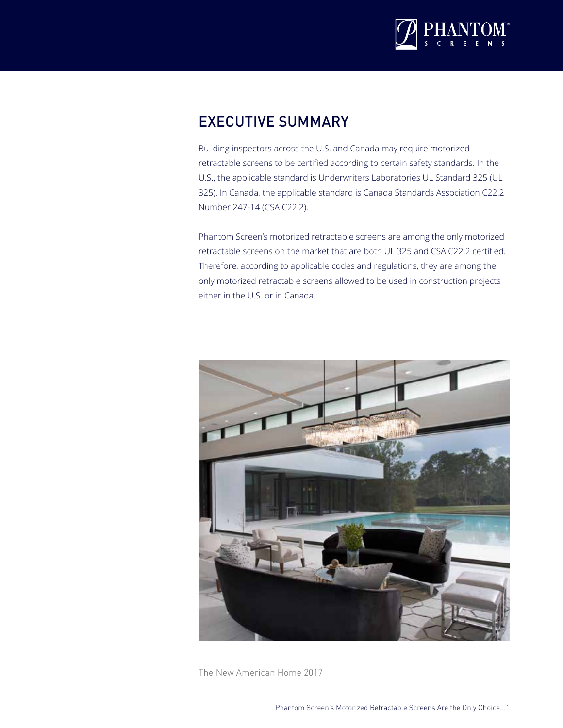## EXECUTIVE SUMMARY

Building inspectors across the U.S. and Canada may require motorized retractable screens to be certified according to certain safety standards. In the U.S., the applicable standard is Underwriters Laboratories UL Standard 325 (UL 325). In Canada, the applicable standard is Canada Standards Association C22.2 Number 247-14 (CSA C22.2).

Phantom Screen's motorized retractable screens are among the only motorized retractable screens on the market that are both UL 325 and CSA C22.2 certified. Therefore, according to applicable codes and regulations, they are among the only motorized retractable screens allowed to be used in construction projects either in the U.S. or in Canada.

The New American Home 2017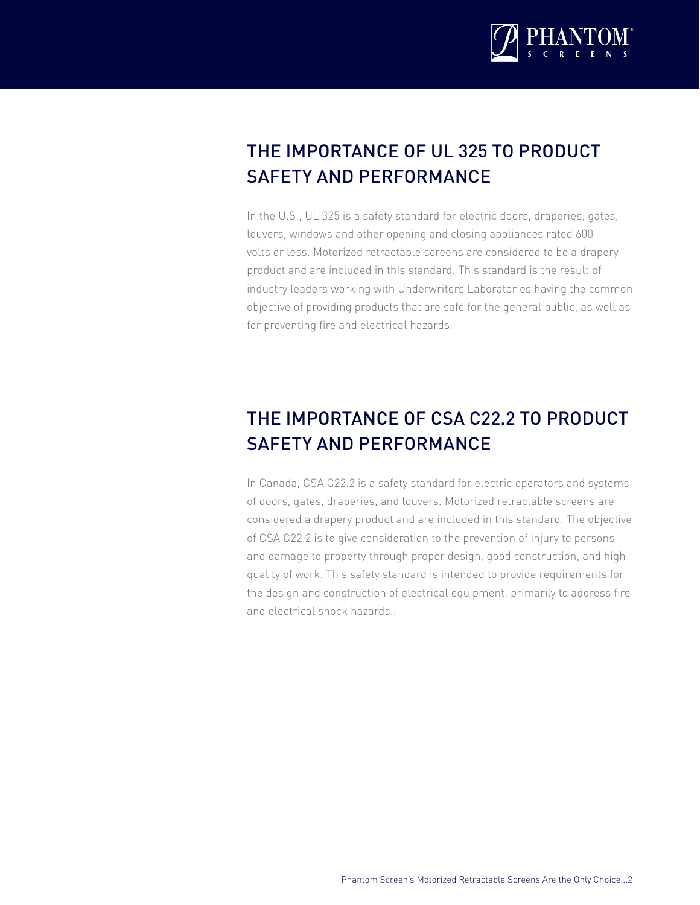## THE IMPORTANCE OF UL 325 TO PRODUCT SAFETY AND PERFORMANCE

In the U.S., UL 325 is a safety standard for electric doors, draperies, gates, louvers, windows and other opening and closing appliances rated 600 volts or less. Motorized retractable screens are considered to be a drapery product and are included in this standard. This standard is the result of industry leaders working with Underwriters Laboratories having the common objective of providing products that are safe for the general public, as well as for preventing fire and electrical hazards.

## THE IMPORTANCE OF CSA C22.2 TO PRODUCT SAFETY AND PERFORMANCE

In Canada, CSA C22.2 is a safety standard for electric operators and systems of doors, gates, draperies, and louvers. Motorized retractable screens are considered a drapery product and are included in this standard. The objective of CSA C22.2 is to give consideration to the prevention of injury to persons and damage to property through proper design, good construction, and high quality of work. This safety standard is intended to provide requirements for the design and construction of electrical equipment, primarily to address fire and electrical shock hazards..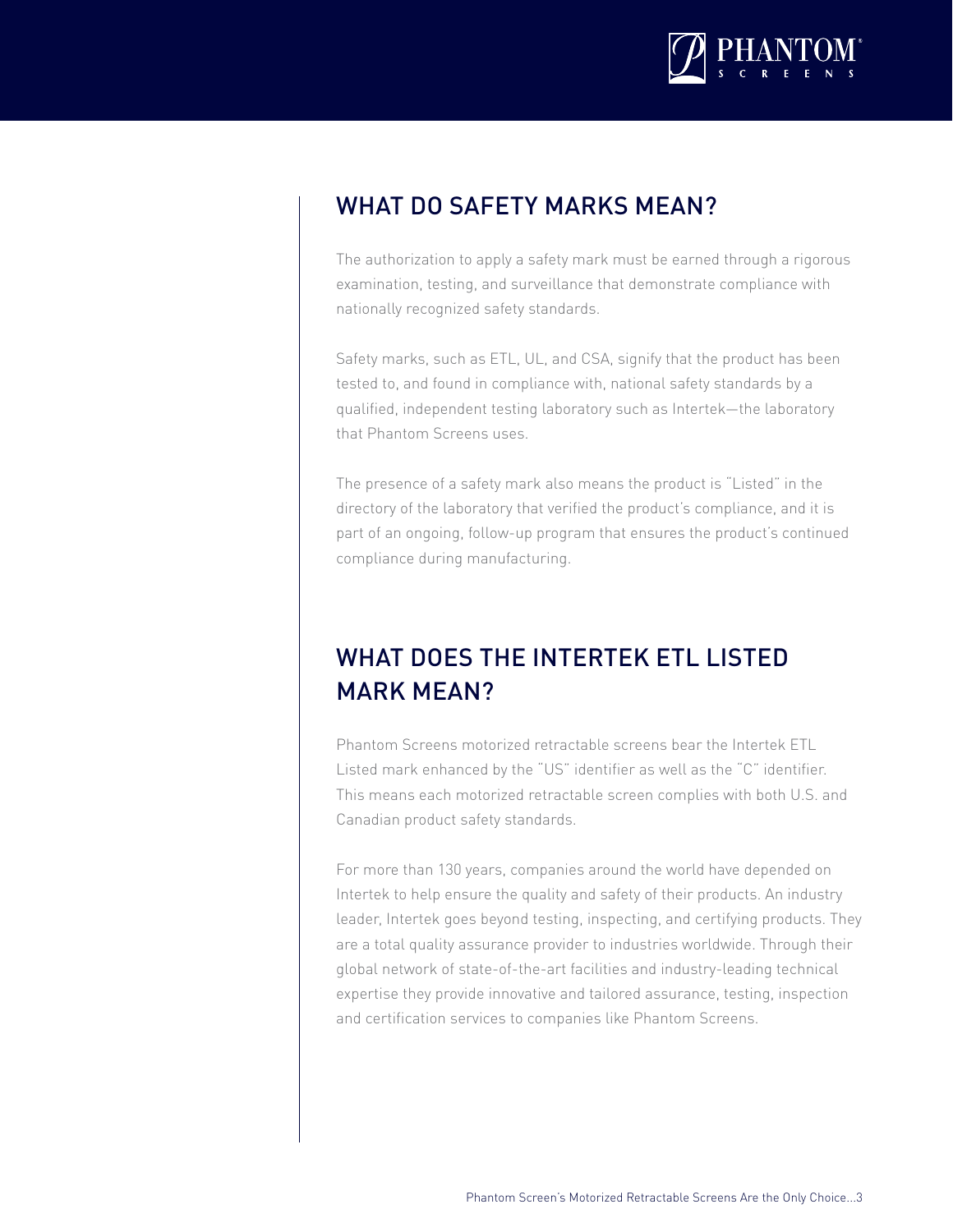## WHAT DO SAFETY MARKS MEAN?

The authorization to apply a safety mark must be earned through a rigorous examination, testing, and surveillance that demonstrate compliance with nationally recognized safety standards.

Safety marks, such as ETL, UL, and CSA, signify that the product has been tested to, and found in compliance with, national safety standards by a qualified, independent testing laboratory such as Intertek—the laboratory that Phantom Screens uses.

The presence of a safety mark also means the product is "Listed" in the directory of the laboratory that verified the product's compliance, and it is part of an ongoing, follow-up program that ensures the product's continued compliance during manufacturing.

## WHAT DOES THE INTERTEK ETL LISTED MARK MEAN?

Phantom Screens motorized retractable screens bear the Intertek ETL Listed mark enhanced by the "US" identifier as well as the "C" identifier. This means each motorized retractable screen complies with both U.S. and Canadian product safety standards.

For more than 130 years, companies around the world have depended on Intertek to help ensure the quality and safety of their products. An industry leader, Intertek goes beyond testing, inspecting, and certifying products. They are a total quality assurance provider to industries worldwide. Through their global network of state-of-the-art facilities and industry-leading technical expertise they provide innovative and tailored assurance, testing, inspection and certification services to companies like Phantom Screens.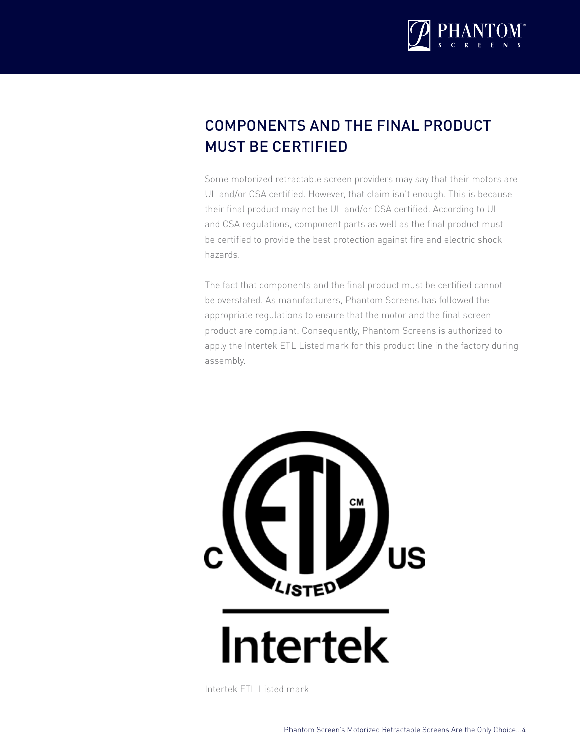## COMPONENTS AND THE FINAL PRODUCT MUST BE CERTIFIED

Some motorized retractable screen providers may say that their motors are UL and/or CSA certified. However, that claim isn't enough. This is because their final product may not be UL and/or CSA certified. According to UL and CSA regulations, component parts as well as the final product must be certified to provide the best protection against fire and electric shock hazards.

The fact that components and the final product must be certified cannot be overstated. As manufacturers, Phantom Screens has followed the appropriate regulations to ensure that the motor and the final screen product are compliant. Consequently, Phantom Screens is authorized to apply the Intertek ETL Listed mark for this product line in the factory during assembly.

Intertek ETL Listed mark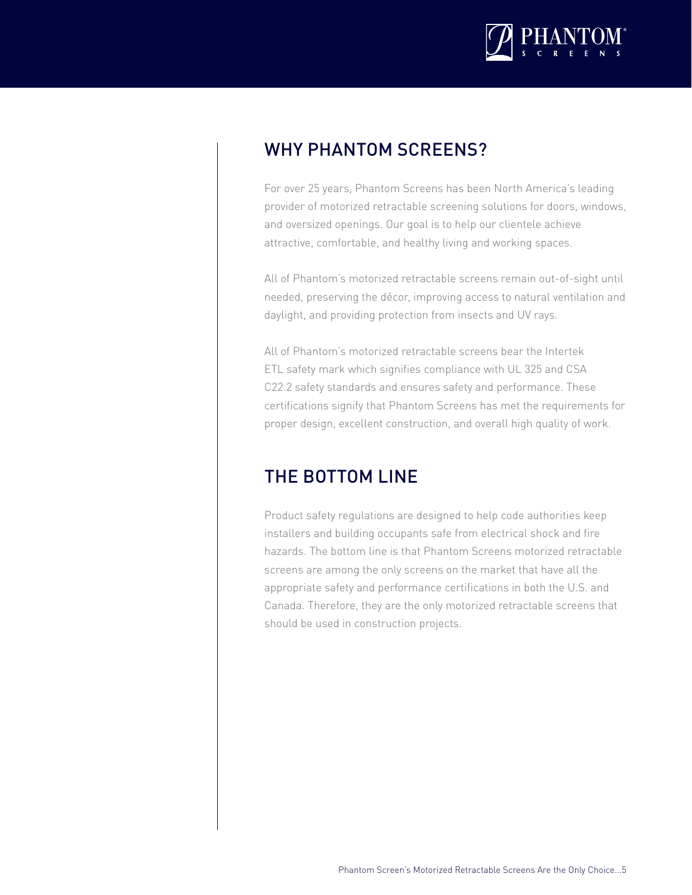## WHY PHANTOM SCREENS?

For over 25 years, Phantom Screens has been North America's leading provider of motorized retractable screening solutions for doors, windows, and oversized openings. Our goal is to help our clientele achieve attractive, comfortable, and healthy living and working spaces.

All of Phantom's motorized retractable screens remain out-of-sight until needed, preserving the décor, improving access to natural ventilation and daylight, and providing protection from insects and UV rays.

All of Phantom's motorized retractable screens bear the Intertek ETL safety mark which signifies compliance with UL 325 and CSA C22.2 safety standards and ensures safety and performance. These certifications signify that Phantom Screens has met the requirements for proper design, excellent construction, and overall high quality of work.

## THE BOTTOM LINE

Product safety regulations are designed to help code authorities keep installers and building occupants safe from electrical shock and fire hazards. The bottom line is that Phantom Screens motorized retractable screens are among the only screens on the market that have all the appropriate safety and performance certifications in both the U.S. and Canada. Therefore, they are the only motorized retractable screens that should be used in construction projects.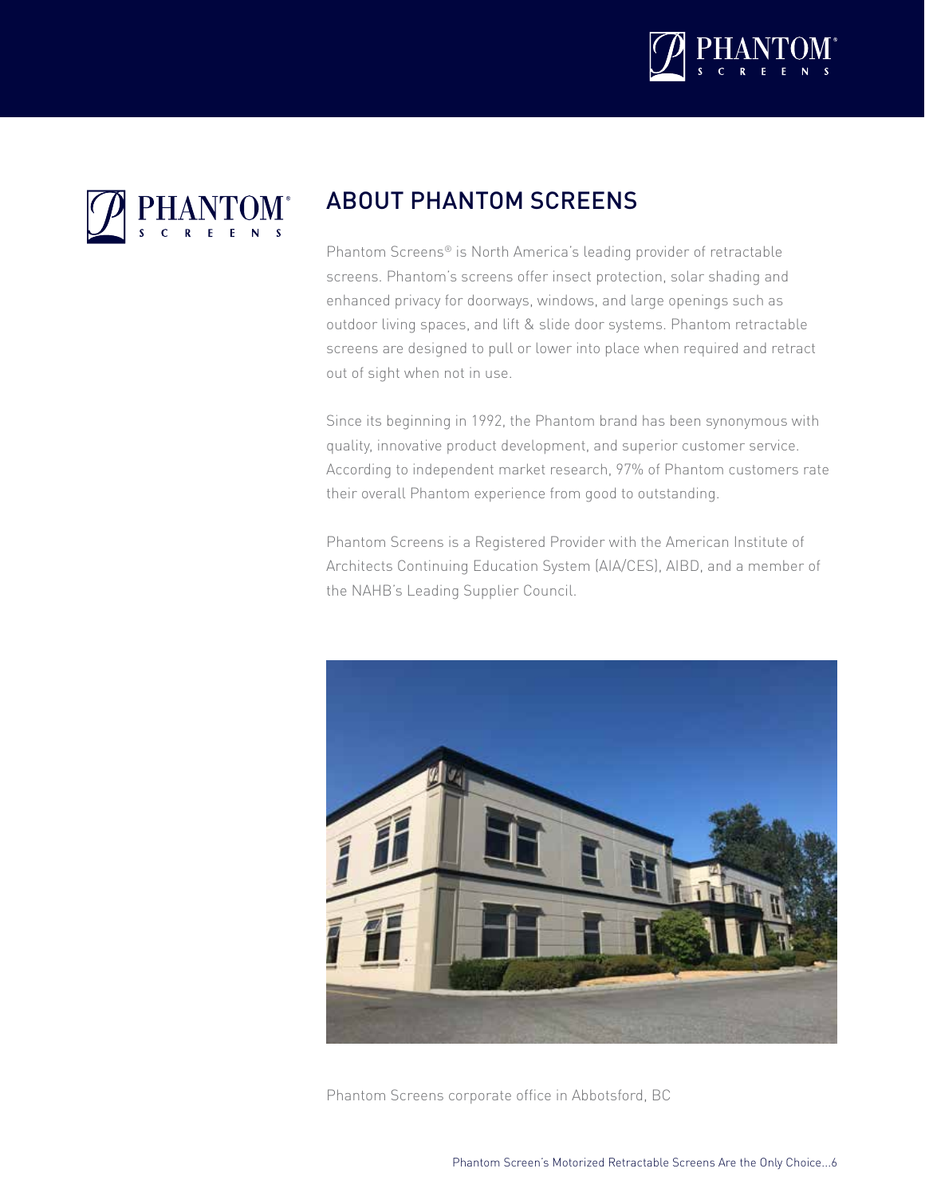## ABOUT PHANTOM SCREENS

Phantom Screens® is North America's leading provider of retractable screens. Phantom's screens offer insect protection, solar shading and enhanced privacy for doorways, windows, and large openings such as outdoor living spaces, and lift & slide door systems. Phantom retractable screens are designed to pull or lower into place when required and retract out of sight when not in use.

Since its beginning in 1992, the Phantom brand has been synonymous with quality, innovative product development, and superior customer service. According to independent market research, 97% of Phantom customers rate their overall Phantom experience from good to outstanding.

Phantom Screens is a Registered Provider with the American Institute of Architects Continuing Education System (AIA/CES), AIBD, and a member of the NAHB's Leading Supplier Council.

Phantom Screens corporate office in Abbotsford, BC